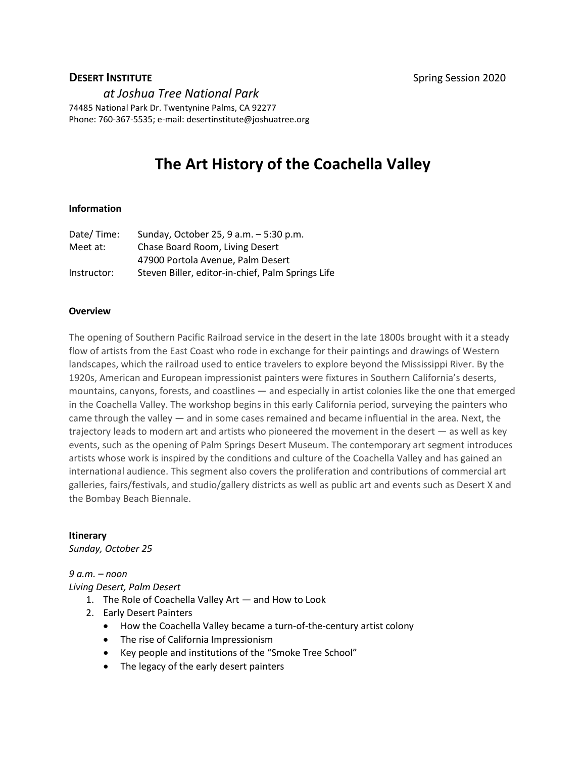**DESERT INSTITUTE** Spring Session 2020

*at Joshua Tree National Park*

74485 National Park Dr. Twentynine Palms, CA 92277
Phone: 760-367-5535; e-mail: desertinstitute@joshuatree.org

# The Art History of the Coachella Valley

**Information**

| | |
|---|---|
| Date/ Time: | Sunday, October 25, 9 a.m. – 5:30 p.m. |
| Meet at: | Chase Board Room, Living Desert<br>47900 Portola Avenue, Palm Desert |
| Instructor: | Steven Biller, editor-in-chief, Palm Springs Life |

**Overview**

The opening of Southern Pacific Railroad service in the desert in the late 1800s brought with it a steady flow of artists from the East Coast who rode in exchange for their paintings and drawings of Western landscapes, which the railroad used to entice travelers to explore beyond the Mississippi River. By the 1920s, American and European impressionist painters were fixtures in Southern California's deserts, mountains, canyons, forests, and coastlines — and especially in artist colonies like the one that emerged in the Coachella Valley. The workshop begins in this early California period, surveying the painters who came through the valley — and in some cases remained and became influential in the area. Next, the trajectory leads to modern art and artists who pioneered the movement in the desert — as well as key events, such as the opening of Palm Springs Desert Museum. The contemporary art segment introduces artists whose work is inspired by the conditions and culture of the Coachella Valley and has gained an international audience. This segment also covers the proliferation and contributions of commercial art galleries, fairs/festivals, and studio/gallery districts as well as public art and events such as Desert X and the Bombay Beach Biennale.

**Itinerary**

*Sunday, October 25*

*9 a.m. – noon*
*Living Desert, Palm Desert*

1. The Role of Coachella Valley Art — and How to Look
2. Early Desert Painters
   - How the Coachella Valley became a turn-of-the-century artist colony
   - The rise of California Impressionism
   - Key people and institutions of the "Smoke Tree School"
   - The legacy of the early desert painters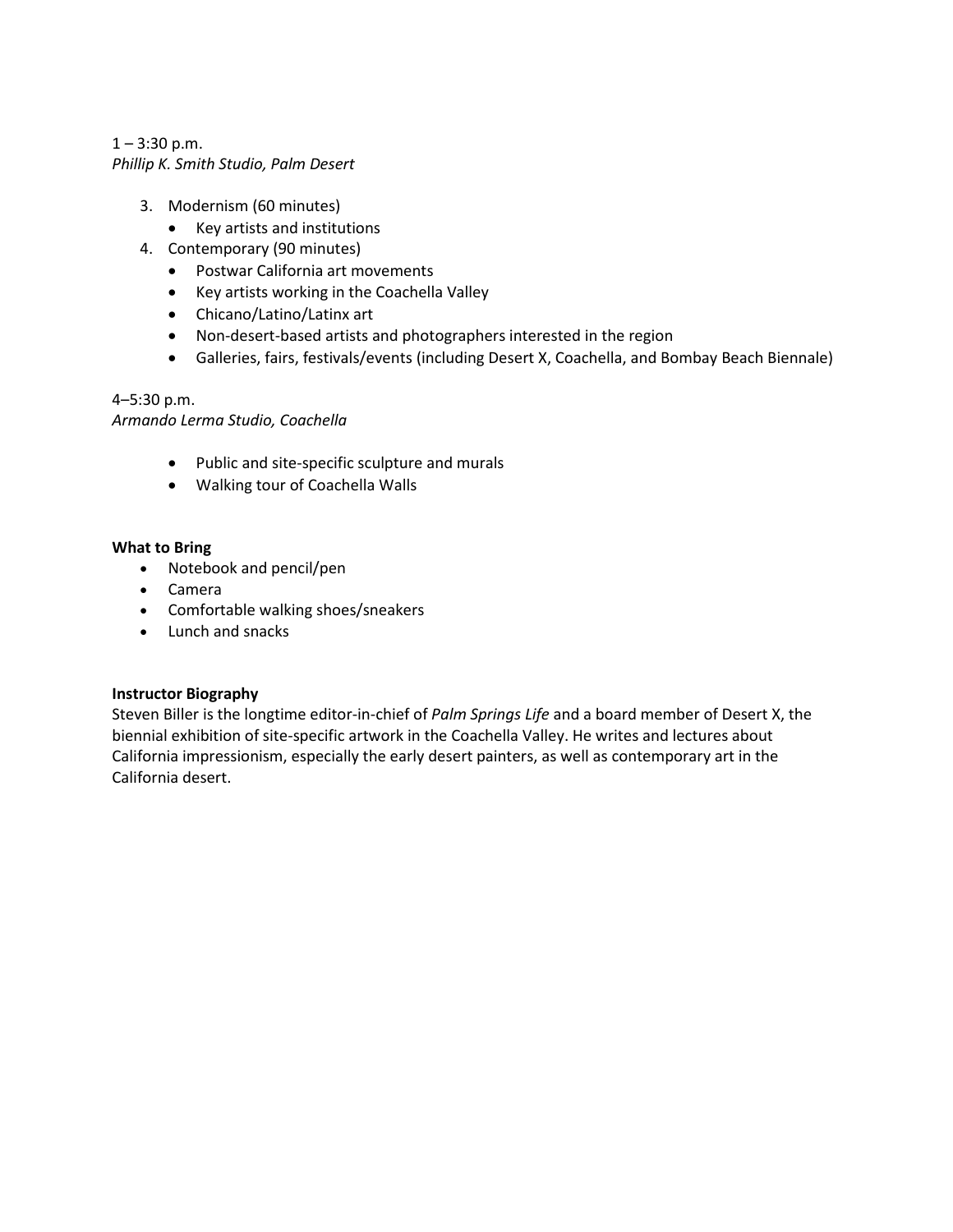1 – 3:30 p.m.
*Phillip K. Smith Studio, Palm Desert*

3. Modernism (60 minutes)
    - Key artists and institutions
4. Contemporary (90 minutes)
    - Postwar California art movements
    - Key artists working in the Coachella Valley
    - Chicano/Latino/Latinx art
    - Non-desert-based artists and photographers interested in the region
    - Galleries, fairs, festivals/events (including Desert X, Coachella, and Bombay Beach Biennale)

4–5:30 p.m.
*Armando Lerma Studio, Coachella*

- Public and site-specific sculpture and murals
- Walking tour of Coachella Walls

**What to Bring**

- Notebook and pencil/pen
- Camera
- Comfortable walking shoes/sneakers
- Lunch and snacks

**Instructor Biography**

Steven Biller is the longtime editor-in-chief of *Palm Springs Life* and a board member of Desert X, the biennial exhibition of site-specific artwork in the Coachella Valley. He writes and lectures about California impressionism, especially the early desert painters, as well as contemporary art in the California desert.